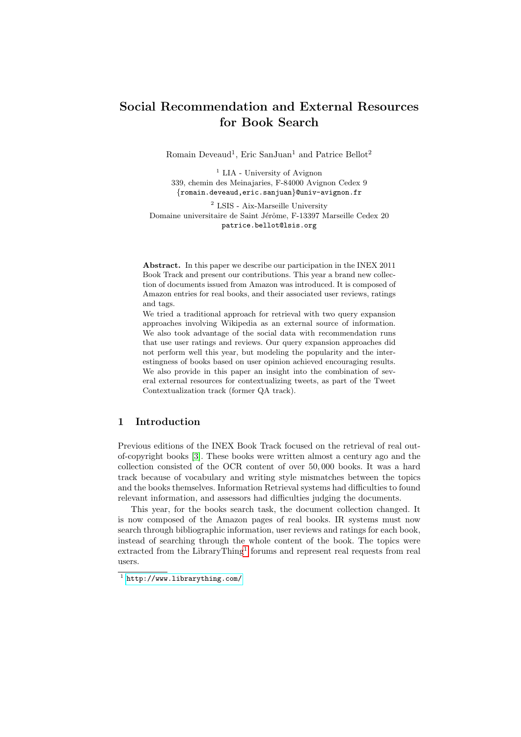# Social Recommendation and External Resources for Book Search

Romain Deveaud[1], Eric SanJuan[1] and Patrice Bellot[2]

[1] LIA - University of Avignon
339, chemin des Meinajaries, F-84000 Avignon Cedex 9
{romain.deveaud,eric.sanjuan}@univ-avignon.fr

[2] LSIS - Aix-Marseille University
Domaine universitaire de Saint Jérôme, F-13397 Marseille Cedex 20
patrice.bellot@lsis.org

**Abstract.** In this paper we describe our participation in the INEX 2011 Book Track and present our contributions. This year a brand new collection of documents issued from Amazon was introduced. It is composed of Amazon entries for real books, and their associated user reviews, ratings and tags.

We tried a traditional approach for retrieval with two query expansion approaches involving Wikipedia as an external source of information. We also took advantage of the social data with recommendation runs that use user ratings and reviews. Our query expansion approaches did not perform well this year, but modeling the popularity and the interestingness of books based on user opinion achieved encouraging results. We also provide in this paper an insight into the combination of several external resources for contextualizing tweets, as part of the Tweet Contextualization track (former QA track).

## 1 Introduction

Previous editions of the INEX Book Track focused on the retrieval of real out-of-copyright books [3]. These books were written almost a century ago and the collection consisted of the OCR content of over 50,000 books. It was a hard track because of vocabulary and writing style mismatches between the topics and the books themselves. Information Retrieval systems had difficulties to found relevant information, and assessors had difficulties judging the documents.

This year, for the books search task, the document collection changed. It is now composed of the Amazon pages of real books. IR systems must now search through bibliographic information, user reviews and ratings for each book, instead of searching through the whole content of the book. The topics were extracted from the LibraryThing[1] forums and represent real requests from real users.

[1] http://www.librarything.com/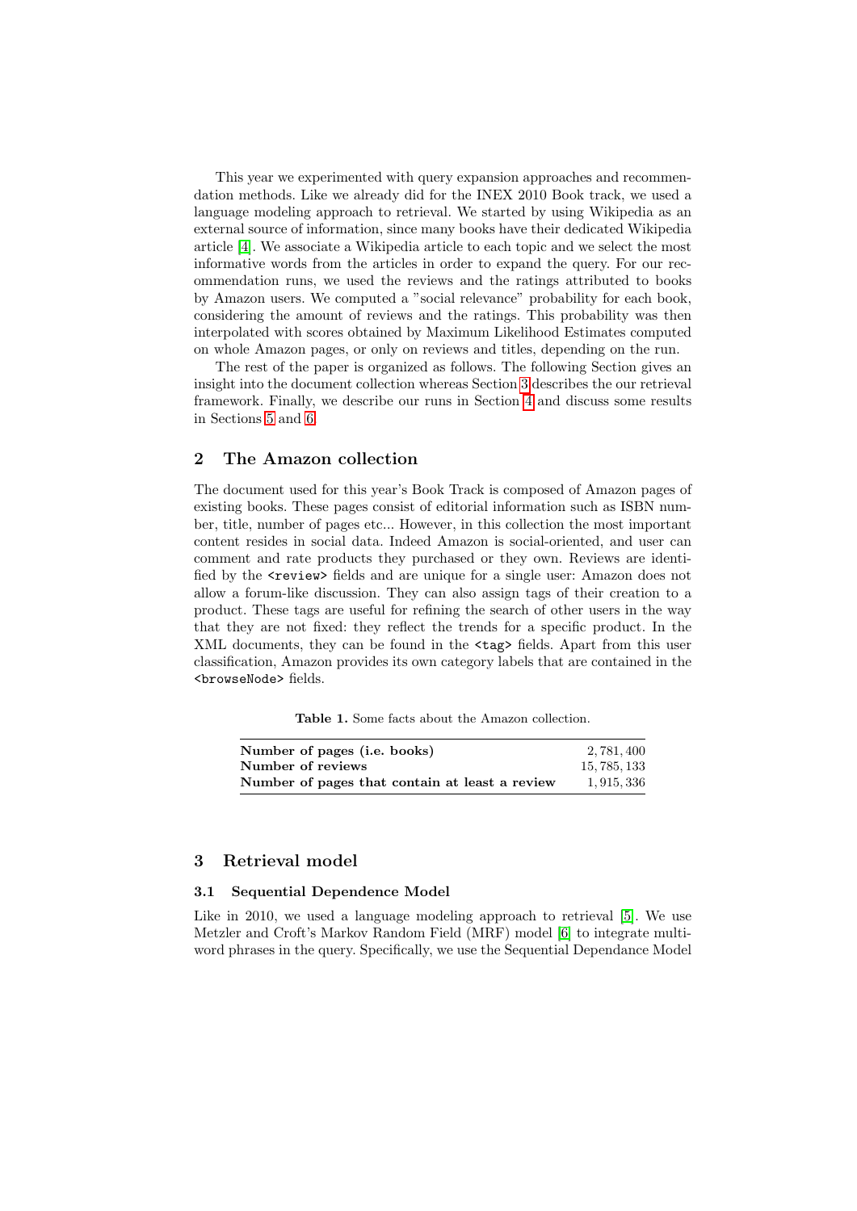This year we experimented with query expansion approaches and recommendation methods. Like we already did for the INEX 2010 Book track, we used a language modeling approach to retrieval. We started by using Wikipedia as an external source of information, since many books have their dedicated Wikipedia article [4]. We associate a Wikipedia article to each topic and we select the most informative words from the articles in order to expand the query. For our recommendation runs, we used the reviews and the ratings attributed to books by Amazon users. We computed a "social relevance" probability for each book, considering the amount of reviews and the ratings. This probability was then interpolated with scores obtained by Maximum Likelihood Estimates computed on whole Amazon pages, or only on reviews and titles, depending on the run.

The rest of the paper is organized as follows. The following Section gives an insight into the document collection whereas Section 3 describes the our retrieval framework. Finally, we describe our runs in Section 4 and discuss some results in Sections 5 and 6.

## 2 The Amazon collection

The document used for this year's Book Track is composed of Amazon pages of existing books. These pages consist of editorial information such as ISBN number, title, number of pages etc... However, in this collection the most important content resides in social data. Indeed Amazon is social-oriented, and user can comment and rate products they purchased or they own. Reviews are identified by the `<review>` fields and are unique for a single user: Amazon does not allow a forum-like discussion. They can also assign tags of their creation to a product. These tags are useful for refining the search of other users in the way that they are not fixed: they reflect the trends for a specific product. In the XML documents, they can be found in the `<tag>` fields. Apart from this user classification, Amazon provides its own category labels that are contained in the `<browseNode>` fields.

**Table 1.** Some facts about the Amazon collection.

| | |
|---|---|
| **Number of pages (i.e. books)** | 2,781,400 |
| **Number of reviews** | 15,785,133 |
| **Number of pages that contain at least a review** | 1,915,336 |

## 3 Retrieval model

### 3.1 Sequential Dependence Model

Like in 2010, we used a language modeling approach to retrieval [5]. We use Metzler and Croft's Markov Random Field (MRF) model [6] to integrate multiword phrases in the query. Specifically, we use the Sequential Dependance Model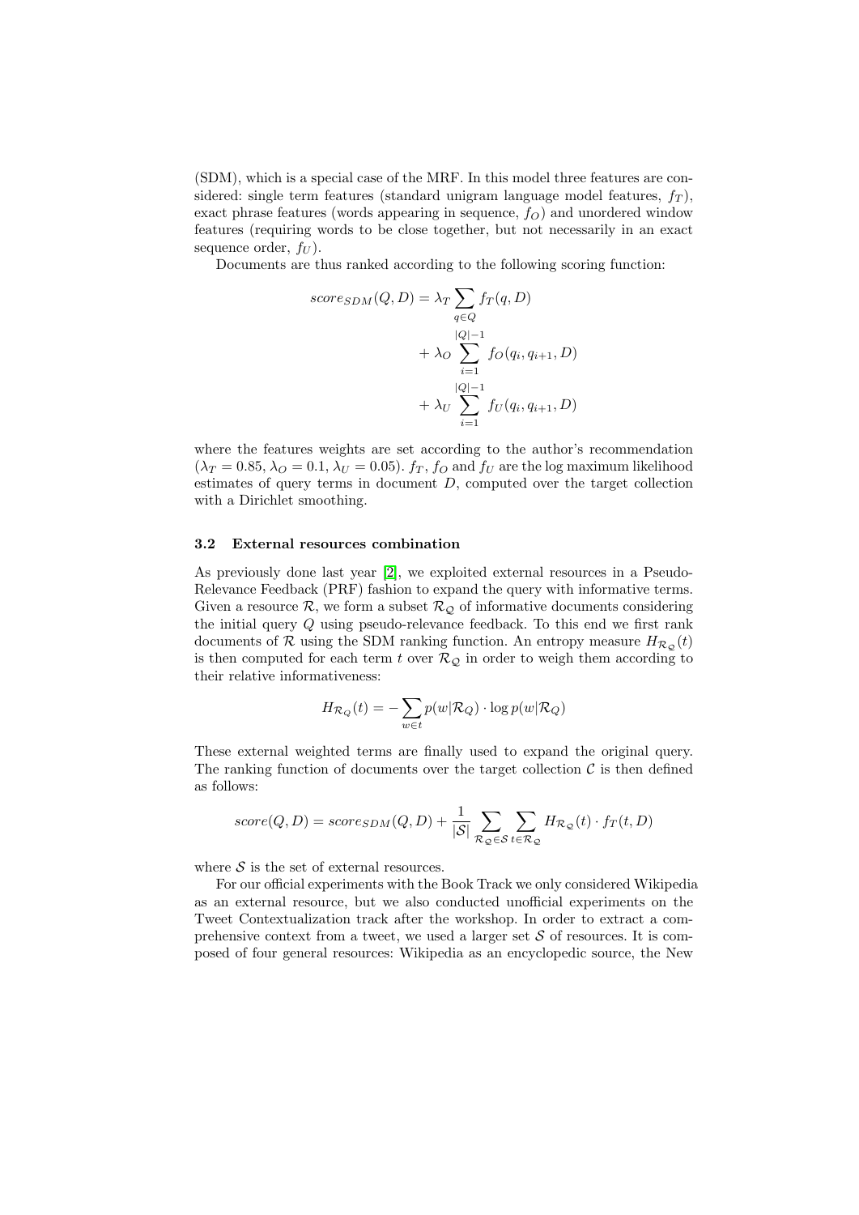(SDM), which is a special case of the MRF. In this model three features are considered: single term features (standard unigram language model features, $f_T$), exact phrase features (words appearing in sequence, $f_O$) and unordered window features (requiring words to be close together, but not necessarily in an exact sequence order, $f_U$).

Documents are thus ranked according to the following scoring function:

$$
\begin{aligned}
score_{SDM}(Q, D) = \lambda_T \sum_{q \in Q} f_T(q, D) \\
+ \lambda_O \sum_{i=1}^{|Q|-1} f_O(q_i, q_{i+1}, D) \\
+ \lambda_U \sum_{i=1}^{|Q|-1} f_U(q_i, q_{i+1}, D)
\end{aligned}
$$

where the features weights are set according to the author's recommendation ($\lambda_T = 0.85$, $\lambda_O = 0.1$, $\lambda_U = 0.05$). $f_T$, $f_O$ and $f_U$ are the log maximum likelihood estimates of query terms in document $D$, computed over the target collection with a Dirichlet smoothing.

### 3.2 External resources combination

As previously done last year [2], we exploited external resources in a Pseudo-Relevance Feedback (PRF) fashion to expand the query with informative terms. Given a resource $\mathcal{R}$, we form a subset $\mathcal{R}_\mathcal{Q}$ of informative documents considering the initial query $Q$ using pseudo-relevance feedback. To this end we first rank documents of $\mathcal{R}$ using the SDM ranking function. An entropy measure $H_{\mathcal{R}_\mathcal{Q}}(t)$ is then computed for each term $t$ over $\mathcal{R}_\mathcal{Q}$ in order to weigh them according to their relative informativeness:

$$
H_{\mathcal{R}_Q}(t) = - \sum_{w \in t} p(w|\mathcal{R}_Q) \cdot \log p(w|\mathcal{R}_Q)
$$

These external weighted terms are finally used to expand the original query. The ranking function of documents over the target collection $\mathcal{C}$ is then defined as follows:

$$
score(Q, D) = score_{SDM}(Q, D) + \frac{1}{|\mathcal{S}|} \sum_{\mathcal{R}_\mathcal{Q} \in \mathcal{S}} \sum_{t \in \mathcal{R}_\mathcal{Q}} H_{\mathcal{R}_\mathcal{Q}}(t) \cdot f_T(t, D)
$$

where $\mathcal{S}$ is the set of external resources.

For our official experiments with the Book Track we only considered Wikipedia as an external resource, but we also conducted unofficial experiments on the Tweet Contextualization track after the workshop. In order to extract a comprehensive context from a tweet, we used a larger set $\mathcal{S}$ of resources. It is composed of four general resources: Wikipedia as an encyclopedic source, the New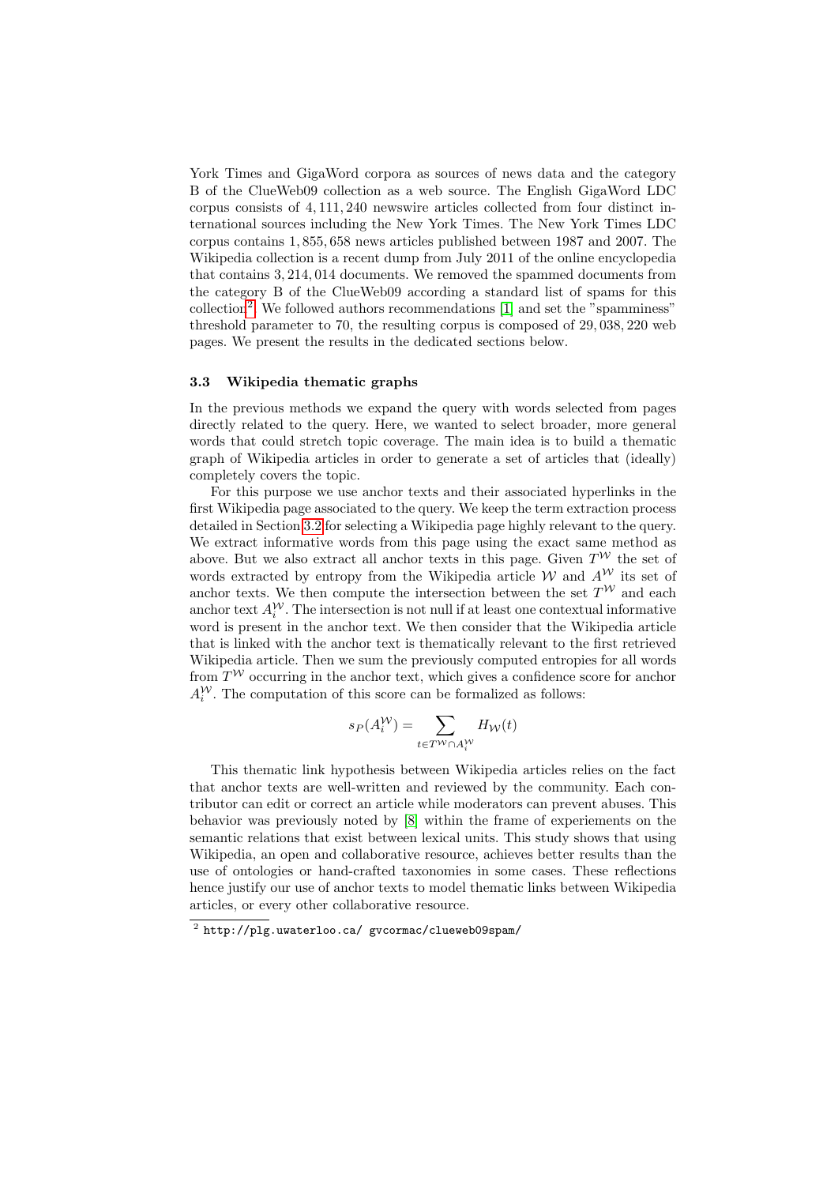York Times and GigaWord corpora as sources of news data and the category B of the ClueWeb09 collection as a web source. The English GigaWord LDC corpus consists of 4, 111, 240 newswire articles collected from four distinct international sources including the New York Times. The New York Times LDC corpus contains 1, 855, 658 news articles published between 1987 and 2007. The Wikipedia collection is a recent dump from July 2011 of the online encyclopedia that contains 3, 214, 014 documents. We removed the spammed documents from the category B of the ClueWeb09 according a standard list of spams for this collection[2]. We followed authors recommendations [1] and set the "spamminess" threshold parameter to 70, the resulting corpus is composed of 29, 038, 220 web pages. We present the results in the dedicated sections below.

### 3.3 Wikipedia thematic graphs

In the previous methods we expand the query with words selected from pages directly related to the query. Here, we wanted to select broader, more general words that could stretch topic coverage. The main idea is to build a thematic graph of Wikipedia articles in order to generate a set of articles that (ideally) completely covers the topic.

For this purpose we use anchor texts and their associated hyperlinks in the first Wikipedia page associated to the query. We keep the term extraction process detailed in Section 3.2 for selecting a Wikipedia page highly relevant to the query. We extract informative words from this page using the exact same method as above. But we also extract all anchor texts in this page. Given $T^{\mathcal{W}}$ the set of words extracted by entropy from the Wikipedia article $\mathcal{W}$ and $A^{\mathcal{W}}$ its set of anchor texts. We then compute the intersection between the set $T^{\mathcal{W}}$ and each anchor text $A_i^{\mathcal{W}}$. The intersection is not null if at least one contextual informative word is present in the anchor text. We then consider that the Wikipedia article that is linked with the anchor text is thematically relevant to the first retrieved Wikipedia article. Then we sum the previously computed entropies for all words from $T^{\mathcal{W}}$ occurring in the anchor text, which gives a confidence score for anchor $A_i^{\mathcal{W}}$. The computation of this score can be formalized as follows:

$$s_P(A_i^{\mathcal{W}}) = \sum_{t \in T^{\mathcal{W}} \cap A_i^{\mathcal{W}}} H_{\mathcal{W}}(t)$$

This thematic link hypothesis between Wikipedia articles relies on the fact that anchor texts are well-written and reviewed by the community. Each contributor can edit or correct an article while moderators can prevent abuses. This behavior was previously noted by [8] within the frame of experiements on the semantic relations that exist between lexical units. This study shows that using Wikipedia, an open and collaborative resource, achieves better results than the use of ontologies or hand-crafted taxonomies in some cases. These reflections hence justify our use of anchor texts to model thematic links between Wikipedia articles, or every other collaborative resource.

[2] http://plg.uwaterloo.ca/ gvcormac/clueweb09spam/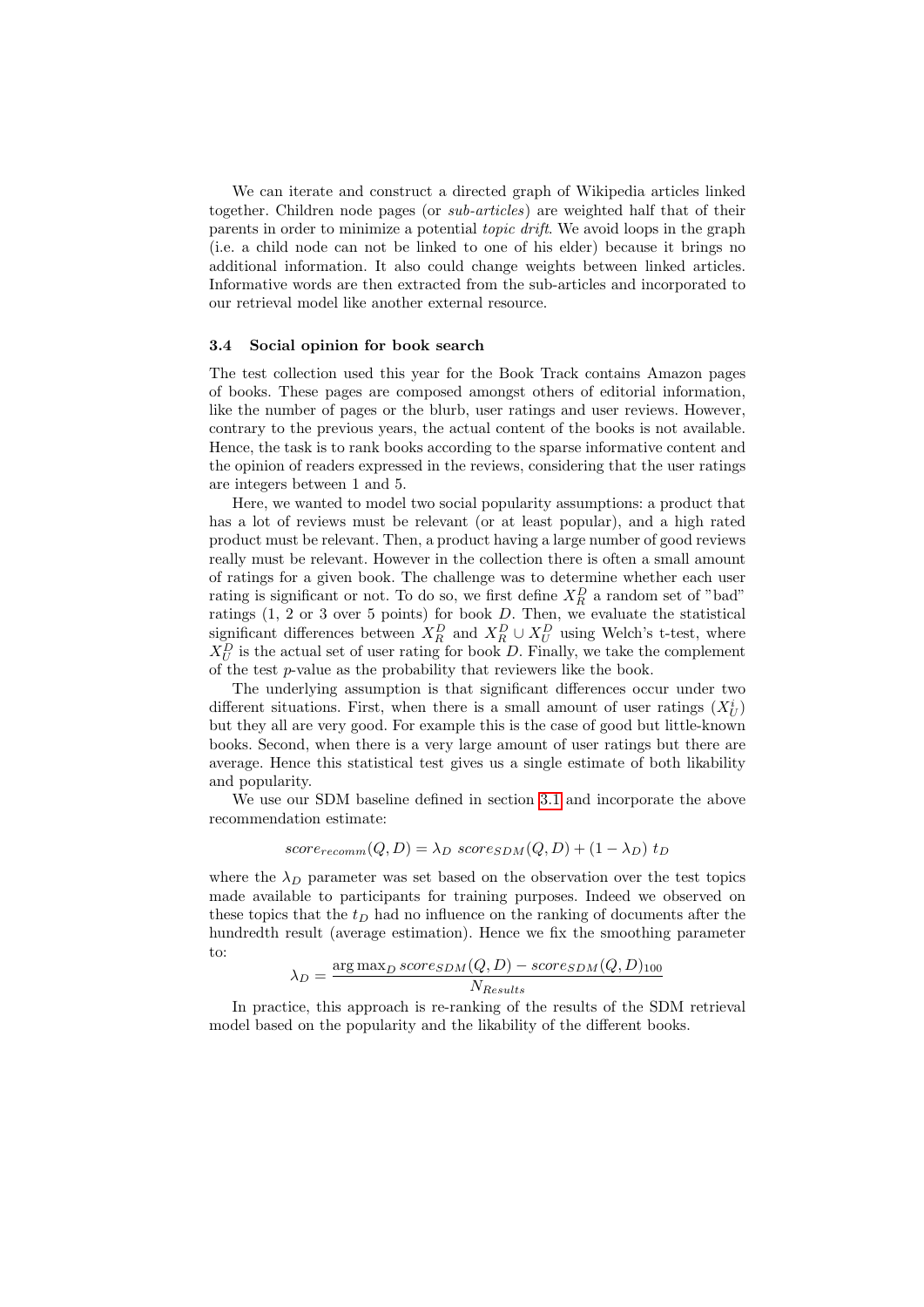We can iterate and construct a directed graph of Wikipedia articles linked together. Children node pages (or *sub-articles*) are weighted half that of their parents in order to minimize a potential *topic drift*. We avoid loops in the graph (i.e. a child node can not be linked to one of his elder) because it brings no additional information. It also could change weights between linked articles. Informative words are then extracted from the sub-articles and incorporated to our retrieval model like another external resource.

### 3.4 Social opinion for book search

The test collection used this year for the Book Track contains Amazon pages of books. These pages are composed amongst others of editorial information, like the number of pages or the blurb, user ratings and user reviews. However, contrary to the previous years, the actual content of the books is not available. Hence, the task is to rank books according to the sparse informative content and the opinion of readers expressed in the reviews, considering that the user ratings are integers between 1 and 5.

Here, we wanted to model two social popularity assumptions: a product that has a lot of reviews must be relevant (or at least popular), and a high rated product must be relevant. Then, a product having a large number of good reviews really must be relevant. However in the collection there is often a small amount of ratings for a given book. The challenge was to determine whether each user rating is significant or not. To do so, we first define $X_R^D$ a random set of "bad" ratings (1, 2 or 3 over 5 points) for book $D$. Then, we evaluate the statistical significant differences between $X_R^D$ and $X_R^D \cup X_U^D$ using Welch's t-test, where $X_U^D$ is the actual set of user rating for book $D$. Finally, we take the complement of the test $p$-value as the probability that reviewers like the book.

The underlying assumption is that significant differences occur under two different situations. First, when there is a small amount of user ratings ($X_U^i$) but they all are very good. For example this is the case of good but little-known books. Second, when there is a very large amount of user ratings but there are average. Hence this statistical test gives us a single estimate of both likability and popularity.

We use our SDM baseline defined in section 3.1 and incorporate the above recommendation estimate:

$$score_{recomm}(Q, D) = \lambda_D \ score_{SDM}(Q, D) + (1 - \lambda_D) \ t_D$$

where the $\lambda_D$ parameter was set based on the observation over the test topics made available to participants for training purposes. Indeed we observed on these topics that the $t_D$ had no influence on the ranking of documents after the hundredth result (average estimation). Hence we fix the smoothing parameter to:

$$\lambda_D = \frac{\arg\max_D score_{SDM}(Q, D) - score_{SDM}(Q, D)_{100}}{N_{Results}}$$

In practice, this approach is re-ranking of the results of the SDM retrieval model based on the popularity and the likability of the different books.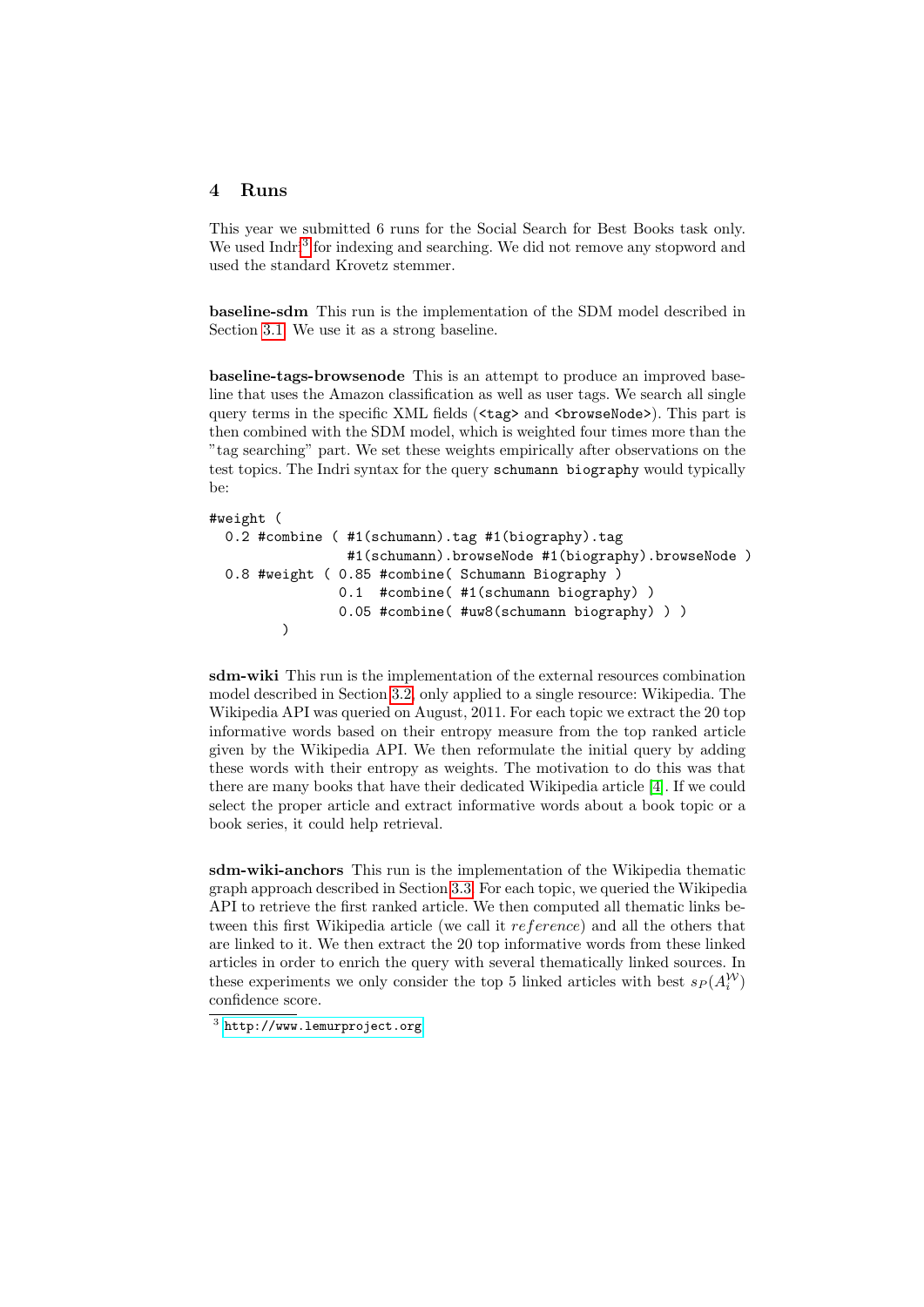## 4 Runs

This year we submitted 6 runs for the Social Search for Best Books task only. We used Indri[3] for indexing and searching. We did not remove any stopword and used the standard Krovetz stemmer.

**baseline-sdm** This run is the implementation of the SDM model described in Section 3.1. We use it as a strong baseline.

**baseline-tags-browsenode** This is an attempt to produce an improved baseline that uses the Amazon classification as well as user tags. We search all single query terms in the specific XML fields (`<tag>` and `<browseNode>`). This part is then combined with the SDM model, which is weighted four times more than the "tag searching" part. We set these weights empirically after observations on the test topics. The Indri syntax for the query `schumann biography` would typically be:

```
#weight (
  0.2 #combine ( #1(schumann).tag #1(biography).tag
                 #1(schumann).browseNode #1(biography).browseNode )
  0.8 #weight ( 0.85 #combine( Schumann Biography )
                0.1  #combine( #1(schumann biography) )
                0.05 #combine( #uw8(schumann biography) ) )
        )
```

**sdm-wiki** This run is the implementation of the external resources combination model described in Section 3.2, only applied to a single resource: Wikipedia. The Wikipedia API was queried on August, 2011. For each topic we extract the 20 top informative words based on their entropy measure from the top ranked article given by the Wikipedia API. We then reformulate the initial query by adding these words with their entropy as weights. The motivation to do this was that there are many books that have their dedicated Wikipedia article [4]. If we could select the proper article and extract informative words about a book topic or a book series, it could help retrieval.

**sdm-wiki-anchors** This run is the implementation of the Wikipedia thematic graph approach described in Section 3.3. For each topic, we queried the Wikipedia API to retrieve the first ranked article. We then computed all thematic links between this first Wikipedia article (we call it *reference*) and all the others that are linked to it. We then extract the 20 top informative words from these linked articles in order to enrich the query with several thematically linked sources. In these experiments we only consider the top 5 linked articles with best $s_P(A_i^{\mathcal{W}})$ confidence score.

[3] http://www.lemurproject.org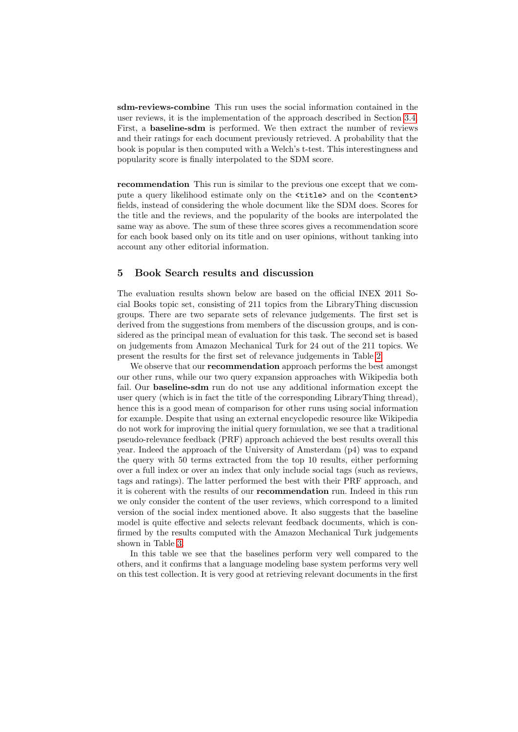**sdm-reviews-combine** This run uses the social information contained in the user reviews, it is the implementation of the approach described in Section 3.4. First, a **baseline-sdm** is performed. We then extract the number of reviews and their ratings for each document previously retrieved. A probability that the book is popular is then computed with a Welch's t-test. This interestingness and popularity score is finally interpolated to the SDM score.

**recommendation** This run is similar to the previous one except that we compute a query likelihood estimate only on the `<title>` and on the `<content>` fields, instead of considering the whole document like the SDM does. Scores for the title and the reviews, and the popularity of the books are interpolated the same way as above. The sum of these three scores gives a recommendation score for each book based only on its title and on user opinions, without tanking into account any other editorial information.

## 5 Book Search results and discussion

The evaluation results shown below are based on the official INEX 2011 Social Books topic set, consisting of 211 topics from the LibraryThing discussion groups. There are two separate sets of relevance judgements. The first set is derived from the suggestions from members of the discussion groups, and is considered as the principal mean of evaluation for this task. The second set is based on judgements from Amazon Mechanical Turk for 24 out of the 211 topics. We present the results for the first set of relevance judgements in Table 2.

We observe that our **recommendation** approach performs the best amongst our other runs, while our two query expansion approaches with Wikipedia both fail. Our **baseline-sdm** run do not use any additional information except the user query (which is in fact the title of the corresponding LibraryThing thread), hence this is a good mean of comparison for other runs using social information for example. Despite that using an external encyclopedic resource like Wikipedia do not work for improving the initial query formulation, we see that a traditional pseudo-relevance feedback (PRF) approach achieved the best results overall this year. Indeed the approach of the University of Amsterdam (p4) was to expand the query with 50 terms extracted from the top 10 results, either performing over a full index or over an index that only include social tags (such as reviews, tags and ratings). The latter performed the best with their PRF approach, and it is coherent with the results of our **recommendation** run. Indeed in this run we only consider the content of the user reviews, which correspond to a limited version of the social index mentioned above. It also suggests that the baseline model is quite effective and selects relevant feedback documents, which is confirmed by the results computed with the Amazon Mechanical Turk judgements shown in Table 3.

In this table we see that the baselines perform very well compared to the others, and it confirms that a language modeling base system performs very well on this test collection. It is very good at retrieving relevant documents in the first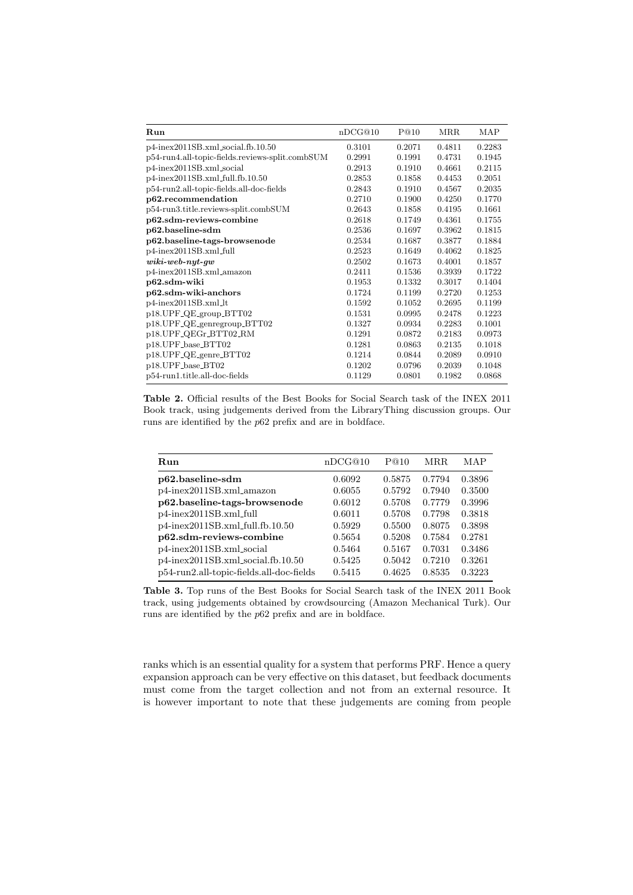| Run | nDCG@10 | P@10 | MRR | MAP |
|---|---|---|---|---|
| p4-inex2011SB.xml_social.fb.10.50 | 0.3101 | 0.2071 | 0.4811 | 0.2283 |
| p54-run4.all-topic-fields.reviews-split.combSUM | 0.2991 | 0.1991 | 0.4731 | 0.1945 |
| p4-inex2011SB.xml_social | 0.2913 | 0.1910 | 0.4661 | 0.2115 |
| p4-inex2011SB.xml_full.fb.10.50 | 0.2853 | 0.1858 | 0.4453 | 0.2051 |
| p54-run2.all-topic-fields.all-doc-fields | 0.2843 | 0.1910 | 0.4567 | 0.2035 |
| **p62.recommendation** | 0.2710 | 0.1900 | 0.4250 | 0.1770 |
| p54-run3.title.reviews-split.combSUM | 0.2643 | 0.1858 | 0.4195 | 0.1661 |
| **p62.sdm-reviews-combine** | 0.2618 | 0.1749 | 0.4361 | 0.1755 |
| **p62.baseline-sdm** | 0.2536 | 0.1697 | 0.3962 | 0.1815 |
| **p62.baseline-tags-browsenode** | 0.2534 | 0.1687 | 0.3877 | 0.1884 |
| p4-inex2011SB.xml_full | 0.2523 | 0.1649 | 0.4062 | 0.1825 |
| ***wiki-web-nyt-gw*** | 0.2502 | 0.1673 | 0.4001 | 0.1857 |
| p4-inex2011SB.xml_amazon | 0.2411 | 0.1536 | 0.3939 | 0.1722 |
| **p62.sdm-wiki** | 0.1953 | 0.1332 | 0.3017 | 0.1404 |
| **p62.sdm-wiki-anchors** | 0.1724 | 0.1199 | 0.2720 | 0.1253 |
| p4-inex2011SB.xml_lt | 0.1592 | 0.1052 | 0.2695 | 0.1199 |
| p18.UPF_QE_group_BTT02 | 0.1531 | 0.0995 | 0.2478 | 0.1223 |
| p18.UPF_QE_genregroup_BTT02 | 0.1327 | 0.0934 | 0.2283 | 0.1001 |
| p18.UPF_QEGr_BTT02_RM | 0.1291 | 0.0872 | 0.2183 | 0.0973 |
| p18.UPF_base_BTT02 | 0.1281 | 0.0863 | 0.2135 | 0.1018 |
| p18.UPF_QE_genre_BTT02 | 0.1214 | 0.0844 | 0.2089 | 0.0910 |
| p18.UPF_base_BT02 | 0.1202 | 0.0796 | 0.2039 | 0.1048 |
| p54-run1.title.all-doc-fields | 0.1129 | 0.0801 | 0.1982 | 0.0868 |

**Table 2.** Official results of the Best Books for Social Search task of the INEX 2011 Book track, using judgements derived from the LibraryThing discussion groups. Our runs are identified by the *p62* prefix and are in boldface.

| Run | nDCG@10 | P@10 | MRR | MAP |
|---|---|---|---|---|
| **p62.baseline-sdm** | 0.6092 | 0.5875 | 0.7794 | 0.3896 |
| p4-inex2011SB.xml_amazon | 0.6055 | 0.5792 | 0.7940 | 0.3500 |
| **p62.baseline-tags-browsenode** | 0.6012 | 0.5708 | 0.7779 | 0.3996 |
| p4-inex2011SB.xml_full | 0.6011 | 0.5708 | 0.7798 | 0.3818 |
| p4-inex2011SB.xml_full.fb.10.50 | 0.5929 | 0.5500 | 0.8075 | 0.3898 |
| **p62.sdm-reviews-combine** | 0.5654 | 0.5208 | 0.7584 | 0.2781 |
| p4-inex2011SB.xml_social | 0.5464 | 0.5167 | 0.7031 | 0.3486 |
| p4-inex2011SB.xml_social.fb.10.50 | 0.5425 | 0.5042 | 0.7210 | 0.3261 |
| p54-run2.all-topic-fields.all-doc-fields | 0.5415 | 0.4625 | 0.8535 | 0.3223 |

**Table 3.** Top runs of the Best Books for Social Search task of the INEX 2011 Book track, using judgements obtained by crowdsourcing (Amazon Mechanical Turk). Our runs are identified by the *p62* prefix and are in boldface.

ranks which is an essential quality for a system that performs PRF. Hence a query expansion approach can be very effective on this dataset, but feedback documents must come from the target collection and not from an external resource. It is however important to note that these judgements are coming from people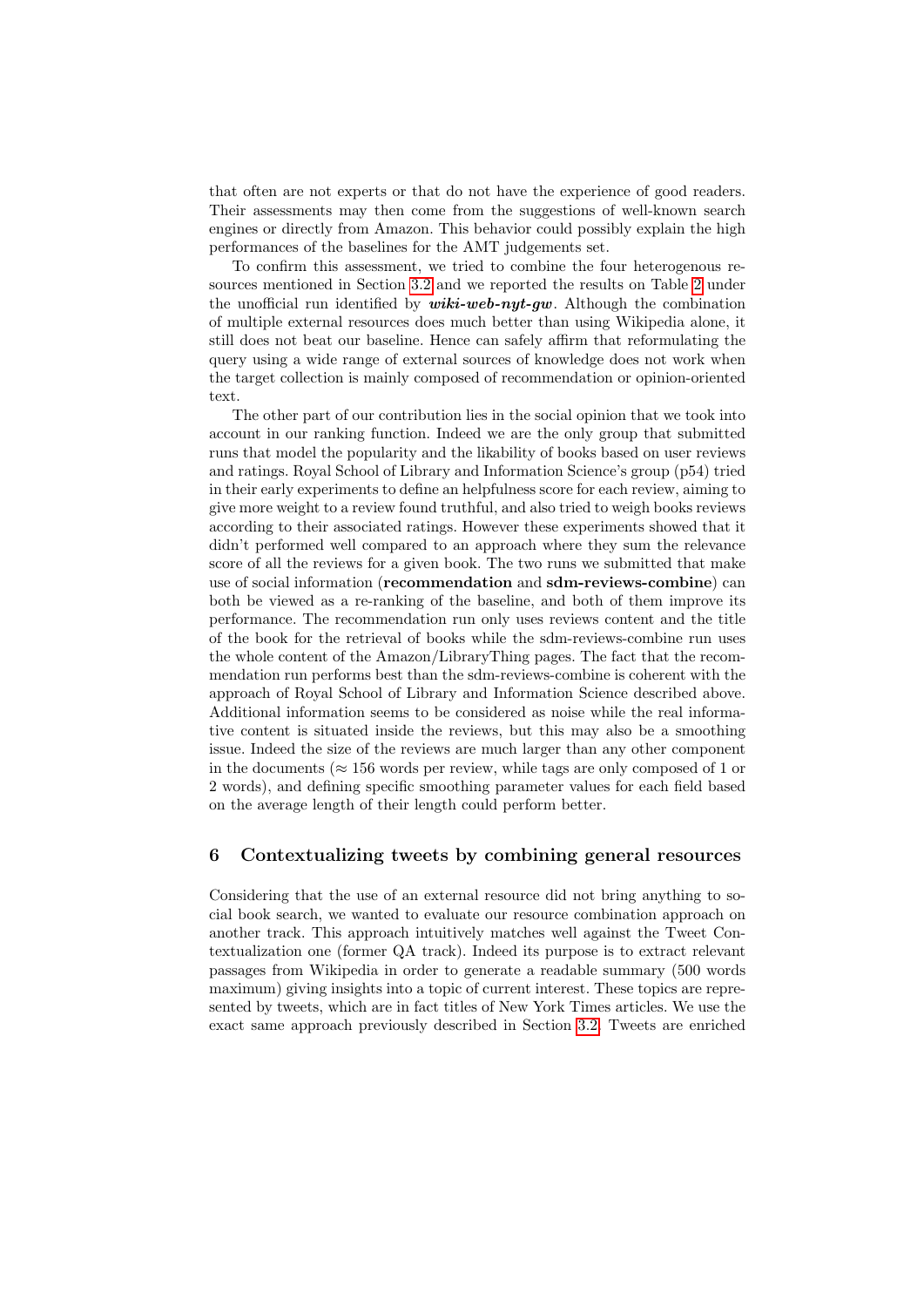that often are not experts or that do not have the experience of good readers. Their assessments may then come from the suggestions of well-known search engines or directly from Amazon. This behavior could possibly explain the high performances of the baselines for the AMT judgements set.

To confirm this assessment, we tried to combine the four heterogenous resources mentioned in Section 3.2 and we reported the results on Table 2 under the unofficial run identified by ***wiki-web-nyt-gw***. Although the combination of multiple external resources does much better than using Wikipedia alone, it still does not beat our baseline. Hence can safely affirm that reformulating the query using a wide range of external sources of knowledge does not work when the target collection is mainly composed of recommendation or opinion-oriented text.

The other part of our contribution lies in the social opinion that we took into account in our ranking function. Indeed we are the only group that submitted runs that model the popularity and the likability of books based on user reviews and ratings. Royal School of Library and Information Science's group (p54) tried in their early experiments to define an helpfulness score for each review, aiming to give more weight to a review found truthful, and also tried to weigh books reviews according to their associated ratings. However these experiments showed that it didn't performed well compared to an approach where they sum the relevance score of all the reviews for a given book. The two runs we submitted that make use of social information (**recommendation** and **sdm-reviews-combine**) can both be viewed as a re-ranking of the baseline, and both of them improve its performance. The recommendation run only uses reviews content and the title of the book for the retrieval of books while the sdm-reviews-combine run uses the whole content of the Amazon/LibraryThing pages. The fact that the recommendation run performs best than the sdm-reviews-combine is coherent with the approach of Royal School of Library and Information Science described above. Additional information seems to be considered as noise while the real informative content is situated inside the reviews, but this may also be a smoothing issue. Indeed the size of the reviews are much larger than any other component in the documents ($\approx$ 156 words per review, while tags are only composed of 1 or 2 words), and defining specific smoothing parameter values for each field based on the average length of their length could perform better.

## 6 Contextualizing tweets by combining general resources

Considering that the use of an external resource did not bring anything to social book search, we wanted to evaluate our resource combination approach on another track. This approach intuitively matches well against the Tweet Contextualization one (former QA track). Indeed its purpose is to extract relevant passages from Wikipedia in order to generate a readable summary (500 words maximum) giving insights into a topic of current interest. These topics are represented by tweets, which are in fact titles of New York Times articles. We use the exact same approach previously described in Section 3.2. Tweets are enriched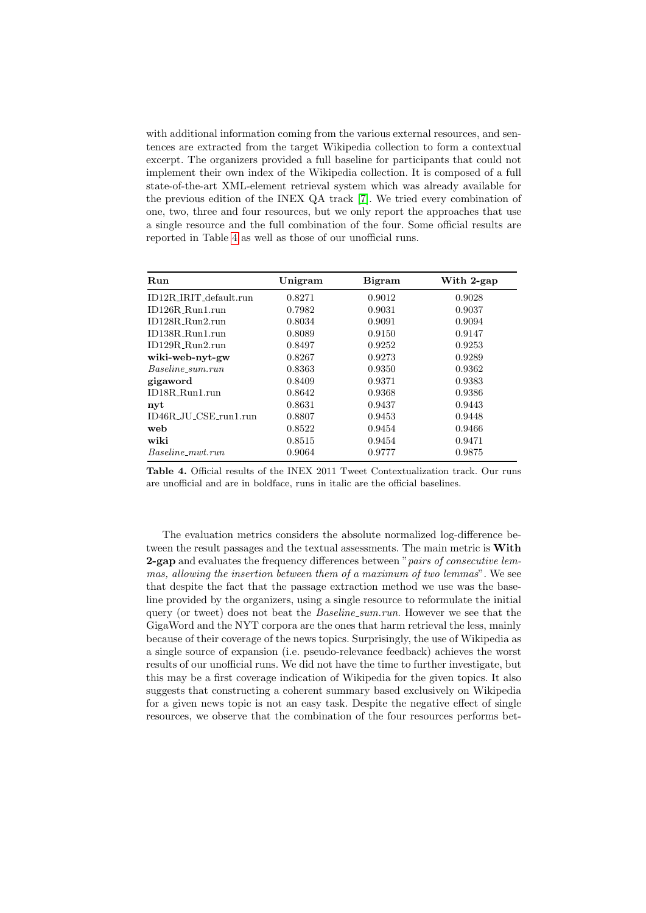with additional information coming from the various external resources, and sentences are extracted from the target Wikipedia collection to form a contextual excerpt. The organizers provided a full baseline for participants that could not implement their own index of the Wikipedia collection. It is composed of a full state-of-the-art XML-element retrieval system which was already available for the previous edition of the INEX QA track [7]. We tried every combination of one, two, three and four resources, but we only report the approaches that use a single resource and the full combination of the four. Some official results are reported in Table 4 as well as those of our unofficial runs.

| Run | Unigram | Bigram | With 2-gap |
|---|---|---|---|
| ID12R_IRIT_default.run | 0.8271 | 0.9012 | 0.9028 |
| ID126R_Run1.run | 0.7982 | 0.9031 | 0.9037 |
| ID128R_Run2.run | 0.8034 | 0.9091 | 0.9094 |
| ID138R_Run1.run | 0.8089 | 0.9150 | 0.9147 |
| ID129R_Run2.run | 0.8497 | 0.9252 | 0.9253 |
| **wiki-web-nyt-gw** | 0.8267 | 0.9273 | 0.9289 |
| *Baseline_sum.run* | 0.8363 | 0.9350 | 0.9362 |
| **gigaword** | 0.8409 | 0.9371 | 0.9383 |
| ID18R_Run1.run | 0.8642 | 0.9368 | 0.9386 |
| **nyt** | 0.8631 | 0.9437 | 0.9443 |
| ID46R_JU_CSE_run1.run | 0.8807 | 0.9453 | 0.9448 |
| **web** | 0.8522 | 0.9454 | 0.9466 |
| **wiki** | 0.8515 | 0.9454 | 0.9471 |
| *Baseline_mwt.run* | 0.9064 | 0.9777 | 0.9875 |

**Table 4.** Official results of the INEX 2011 Tweet Contextualization track. Our runs are unofficial and are in boldface, runs in italic are the official baselines.

The evaluation metrics considers the absolute normalized log-difference between the result passages and the textual assessments. The main metric is **With 2-gap** and evaluates the frequency differences between "*pairs of consecutive lemmas, allowing the insertion between them of a maximum of two lemmas*". We see that despite the fact that the passage extraction method we use was the baseline provided by the organizers, using a single resource to reformulate the initial query (or tweet) does not beat the *Baseline_sum.run*. However we see that the GigaWord and the NYT corpora are the ones that harm retrieval the less, mainly because of their coverage of the news topics. Surprisingly, the use of Wikipedia as a single source of expansion (i.e. pseudo-relevance feedback) achieves the worst results of our unofficial runs. We did not have the time to further investigate, but this may be a first coverage indication of Wikipedia for the given topics. It also suggests that constructing a coherent summary based exclusively on Wikipedia for a given news topic is not an easy task. Despite the negative effect of single resources, we observe that the combination of the four resources performs bet-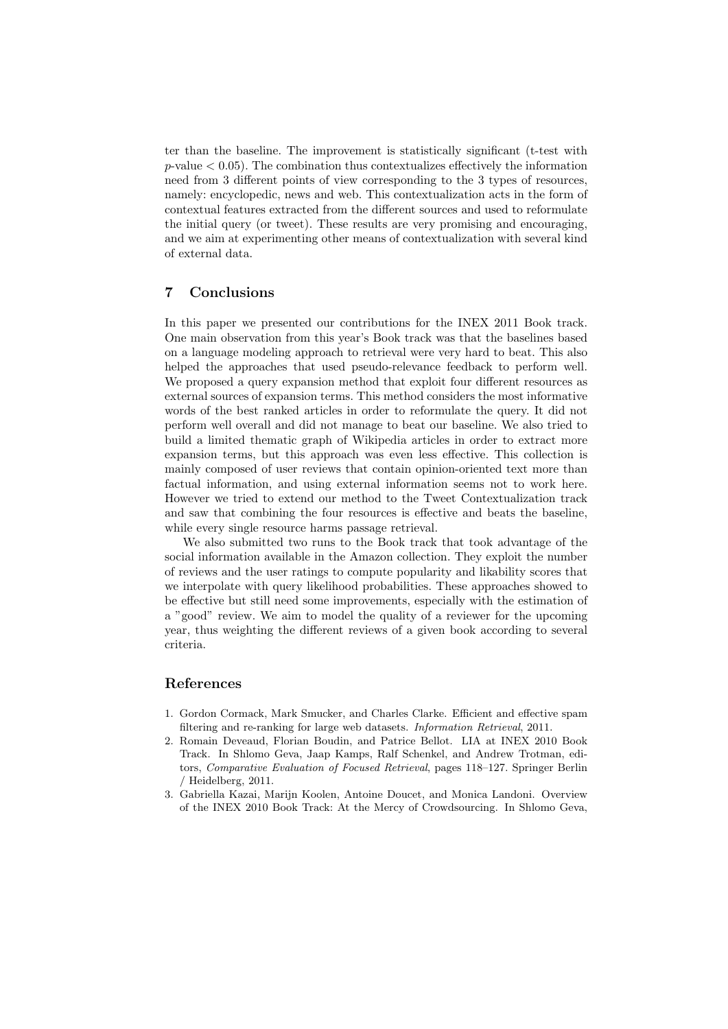ter than the baseline. The improvement is statistically significant (t-test with $p$-value $< 0.05$). The combination thus contextualizes effectively the information need from 3 different points of view corresponding to the 3 types of resources, namely: encyclopedic, news and web. This contextualization acts in the form of contextual features extracted from the different sources and used to reformulate the initial query (or tweet). These results are very promising and encouraging, and we aim at experimenting other means of contextualization with several kind of external data.

## 7 Conclusions

In this paper we presented our contributions for the INEX 2011 Book track. One main observation from this year's Book track was that the baselines based on a language modeling approach to retrieval were very hard to beat. This also helped the approaches that used pseudo-relevance feedback to perform well. We proposed a query expansion method that exploit four different resources as external sources of expansion terms. This method considers the most informative words of the best ranked articles in order to reformulate the query. It did not perform well overall and did not manage to beat our baseline. We also tried to build a limited thematic graph of Wikipedia articles in order to extract more expansion terms, but this approach was even less effective. This collection is mainly composed of user reviews that contain opinion-oriented text more than factual information, and using external information seems not to work here. However we tried to extend our method to the Tweet Contextualization track and saw that combining the four resources is effective and beats the baseline, while every single resource harms passage retrieval.

We also submitted two runs to the Book track that took advantage of the social information available in the Amazon collection. They exploit the number of reviews and the user ratings to compute popularity and likability scores that we interpolate with query likelihood probabilities. These approaches showed to be effective but still need some improvements, especially with the estimation of a "good" review. We aim to model the quality of a reviewer for the upcoming year, thus weighting the different reviews of a given book according to several criteria.

## References

1. Gordon Cormack, Mark Smucker, and Charles Clarke. Efficient and effective spam filtering and re-ranking for large web datasets. *Information Retrieval*, 2011.
2. Romain Deveaud, Florian Boudin, and Patrice Bellot. LIA at INEX 2010 Book Track. In Shlomo Geva, Jaap Kamps, Ralf Schenkel, and Andrew Trotman, editors, *Comparative Evaluation of Focused Retrieval*, pages 118–127. Springer Berlin / Heidelberg, 2011.
3. Gabriella Kazai, Marijn Koolen, Antoine Doucet, and Monica Landoni. Overview of the INEX 2010 Book Track: At the Mercy of Crowdsourcing. In Shlomo Geva,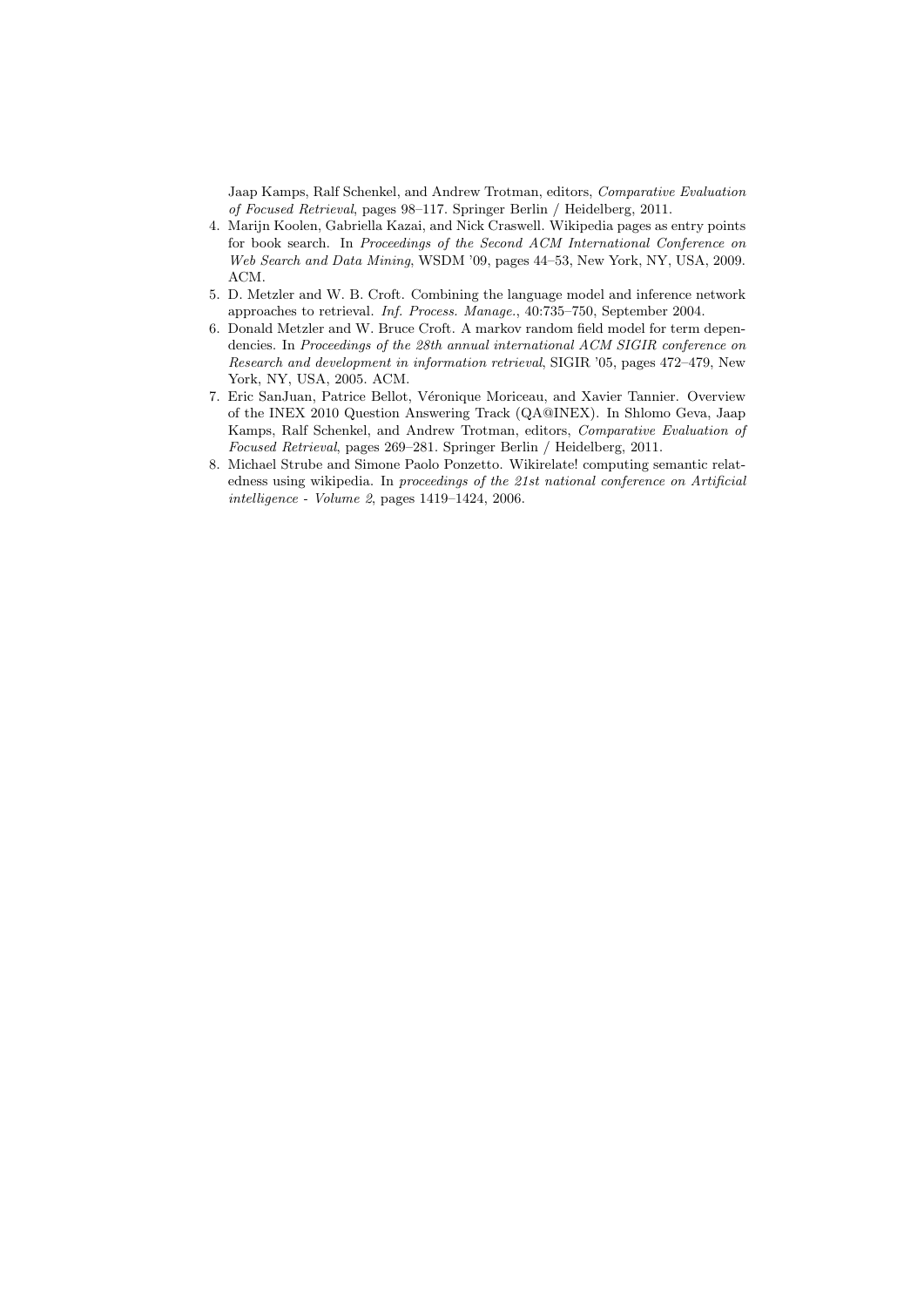Jaap Kamps, Ralf Schenkel, and Andrew Trotman, editors, *Comparative Evaluation of Focused Retrieval*, pages 98–117. Springer Berlin / Heidelberg, 2011.

4. Marijn Koolen, Gabriella Kazai, and Nick Craswell. Wikipedia pages as entry points for book search. In *Proceedings of the Second ACM International Conference on Web Search and Data Mining*, WSDM '09, pages 44–53, New York, NY, USA, 2009. ACM.
5. D. Metzler and W. B. Croft. Combining the language model and inference network approaches to retrieval. *Inf. Process. Manage.*, 40:735–750, September 2004.
6. Donald Metzler and W. Bruce Croft. A markov random field model for term dependencies. In *Proceedings of the 28th annual international ACM SIGIR conference on Research and development in information retrieval*, SIGIR '05, pages 472–479, New York, NY, USA, 2005. ACM.
7. Eric SanJuan, Patrice Bellot, Véronique Moriceau, and Xavier Tannier. Overview of the INEX 2010 Question Answering Track (QA@INEX). In Shlomo Geva, Jaap Kamps, Ralf Schenkel, and Andrew Trotman, editors, *Comparative Evaluation of Focused Retrieval*, pages 269–281. Springer Berlin / Heidelberg, 2011.
8. Michael Strube and Simone Paolo Ponzetto. Wikirelate! computing semantic relatedness using wikipedia. In *proceedings of the 21st national conference on Artificial intelligence - Volume 2*, pages 1419–1424, 2006.